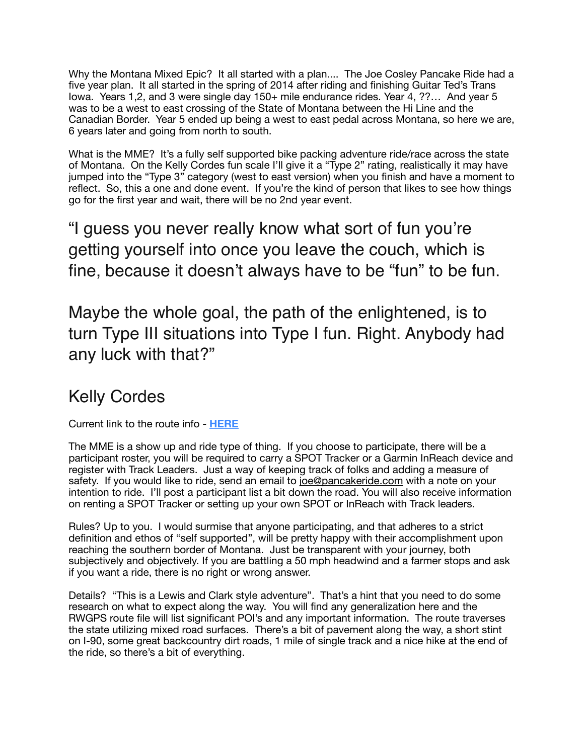Why the Montana Mixed Epic? It all started with a plan.... The Joe Cosley Pancake Ride had a five year plan. It all started in the spring of 2014 after riding and finishing Guitar Ted's Trans Iowa. Years 1,2, and 3 were single day 150+ mile endurance rides. Year 4, ??… And year 5 was to be a west to east crossing of the State of Montana between the Hi Line and the Canadian Border. Year 5 ended up being a west to east pedal across Montana, so here we are, 6 years later and going from north to south.

What is the MME? It's a fully self supported bike packing adventure ride/race across the state of Montana. On the Kelly Cordes fun scale I'll give it a "Type 2" rating, realistically it may have jumped into the "Type 3" category (west to east version) when you finish and have a moment to reflect. So, this a one and done event. If you're the kind of person that likes to see how things go for the first year and wait, there will be no 2nd year event.

> "I guess you never really know what sort of fun you're getting yourself into once you leave the couch, which is fine, because it doesn't always have to be "fun" to be fun.
>
> Maybe the whole goal, the path of the enlightened, is to turn Type III situations into Type I fun. Right. Anybody had any luck with that?"
>
> Kelly Cordes

Current link to the route info - **HERE**

The MME is a show up and ride type of thing. If you choose to participate, there will be a participant roster, you will be required to carry a SPOT Tracker or a Garmin InReach device and register with Track Leaders. Just a way of keeping track of folks and adding a measure of safety. If you would like to ride, send an email to joe@pancakeride.com with a note on your intention to ride. I'll post a participant list a bit down the road. You will also receive information on renting a SPOT Tracker or setting up your own SPOT or InReach with Track leaders.

Rules? Up to you. I would surmise that anyone participating, and that adheres to a strict definition and ethos of "self supported", will be pretty happy with their accomplishment upon reaching the southern border of Montana. Just be transparent with your journey, both subjectively and objectively. If you are battling a 50 mph headwind and a farmer stops and ask if you want a ride, there is no right or wrong answer.

Details? "This is a Lewis and Clark style adventure". That's a hint that you need to do some research on what to expect along the way. You will find any generalization here and the RWGPS route file will list significant POI's and any important information. The route traverses the state utilizing mixed road surfaces. There's a bit of pavement along the way, a short stint on I-90, some great backcountry dirt roads, 1 mile of single track and a nice hike at the end of the ride, so there's a bit of everything.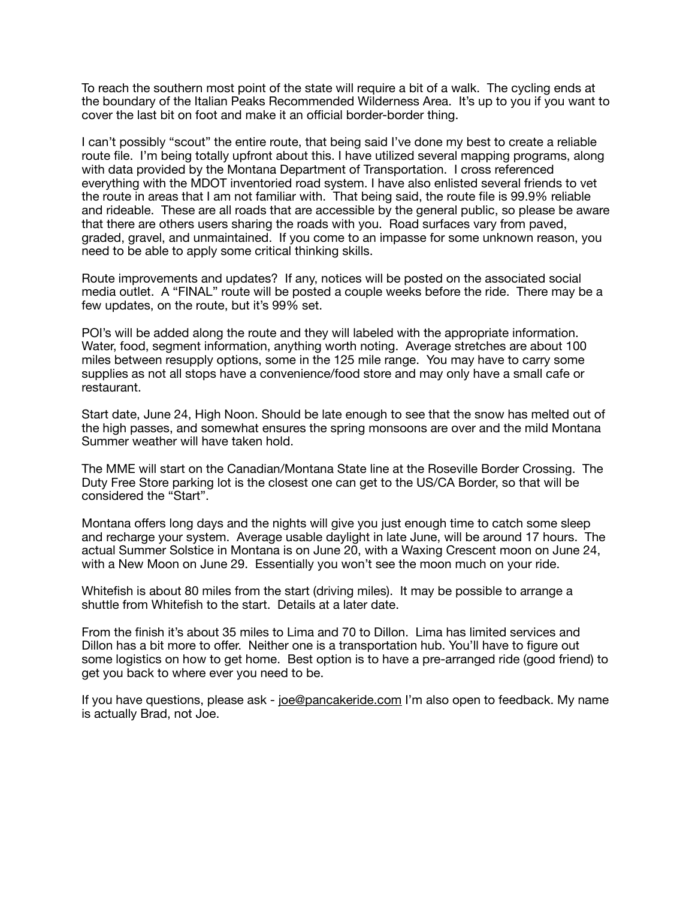To reach the southern most point of the state will require a bit of a walk. The cycling ends at the boundary of the Italian Peaks Recommended Wilderness Area. It's up to you if you want to cover the last bit on foot and make it an official border-border thing.

I can't possibly "scout" the entire route, that being said I've done my best to create a reliable route file. I'm being totally upfront about this. I have utilized several mapping programs, along with data provided by the Montana Department of Transportation. I cross referenced everything with the MDOT inventoried road system. I have also enlisted several friends to vet the route in areas that I am not familiar with. That being said, the route file is 99.9% reliable and rideable. These are all roads that are accessible by the general public, so please be aware that there are others users sharing the roads with you. Road surfaces vary from paved, graded, gravel, and unmaintained. If you come to an impasse for some unknown reason, you need to be able to apply some critical thinking skills.

Route improvements and updates? If any, notices will be posted on the associated social media outlet. A "FINAL" route will be posted a couple weeks before the ride. There may be a few updates, on the route, but it's 99% set.

POI's will be added along the route and they will labeled with the appropriate information. Water, food, segment information, anything worth noting. Average stretches are about 100 miles between resupply options, some in the 125 mile range. You may have to carry some supplies as not all stops have a convenience/food store and may only have a small cafe or restaurant.

Start date, June 24, High Noon. Should be late enough to see that the snow has melted out of the high passes, and somewhat ensures the spring monsoons are over and the mild Montana Summer weather will have taken hold.

The MME will start on the Canadian/Montana State line at the Roseville Border Crossing. The Duty Free Store parking lot is the closest one can get to the US/CA Border, so that will be considered the "Start".

Montana offers long days and the nights will give you just enough time to catch some sleep and recharge your system. Average usable daylight in late June, will be around 17 hours. The actual Summer Solstice in Montana is on June 20, with a Waxing Crescent moon on June 24, with a New Moon on June 29. Essentially you won't see the moon much on your ride.

Whitefish is about 80 miles from the start (driving miles). It may be possible to arrange a shuttle from Whitefish to the start. Details at a later date.

From the finish it's about 35 miles to Lima and 70 to Dillon. Lima has limited services and Dillon has a bit more to offer. Neither one is a transportation hub. You'll have to figure out some logistics on how to get home. Best option is to have a pre-arranged ride (good friend) to get you back to where ever you need to be.

If you have questions, please ask - joe@pancakeride.com I'm also open to feedback. My name is actually Brad, not Joe.